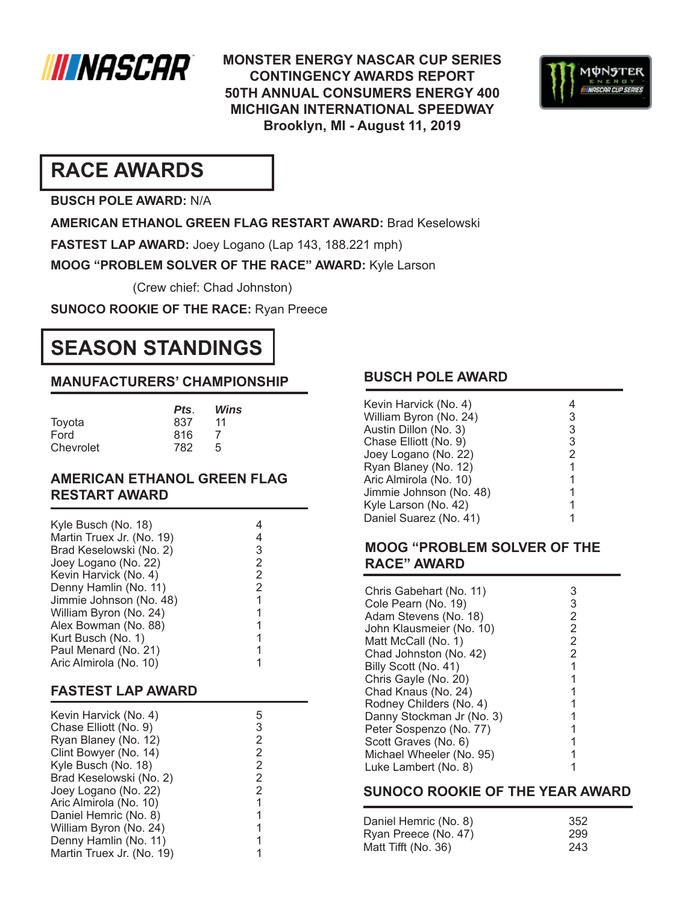# MONSTER ENERGY NASCAR CUP SERIES
## CONTINGENCY AWARDS REPORT
## 50TH ANNUAL CONSUMERS ENERGY 400
## MICHIGAN INTERNATIONAL SPEEDWAY
## Brooklyn, MI - August 11, 2019

# RACE AWARDS

**BUSCH POLE AWARD:** N/A

**AMERICAN ETHANOL GREEN FLAG RESTART AWARD:** Brad Keselowski

**FASTEST LAP AWARD:** Joey Logano (Lap 143, 188.221 mph)

**MOOG "PROBLEM SOLVER OF THE RACE" AWARD:** Kyle Larson

(Crew chief: Chad Johnston)

**SUNOCO ROOKIE OF THE RACE:** Ryan Preece

# SEASON STANDINGS

## MANUFACTURERS' CHAMPIONSHIP

| | *Pts.* | *Wins* |
|---|---|---|
| Toyota | 837 | 11 |
| Ford | 816 | 7 |
| Chevrolet | 782 | 5 |

## AMERICAN ETHANOL GREEN FLAG RESTART AWARD

| | |
|---|---|
| Kyle Busch (No. 18) | 4 |
| Martin Truex Jr. (No. 19) | 4 |
| Brad Keselowski (No. 2) | 3 |
| Joey Logano (No. 22) | 2 |
| Kevin Harvick (No. 4) | 2 |
| Denny Hamlin (No. 11) | 2 |
| Jimmie Johnson (No. 48) | 1 |
| William Byron (No. 24) | 1 |
| Alex Bowman (No. 88) | 1 |
| Kurt Busch (No. 1) | 1 |
| Paul Menard (No. 21) | 1 |
| Aric Almirola (No. 10) | 1 |

## FASTEST LAP AWARD

| | |
|---|---|
| Kevin Harvick (No. 4) | 5 |
| Chase Elliott (No. 9) | 3 |
| Ryan Blaney (No. 12) | 2 |
| Clint Bowyer (No. 14) | 2 |
| Kyle Busch (No. 18) | 2 |
| Brad Keselowski (No. 2) | 2 |
| Joey Logano (No. 22) | 2 |
| Aric Almirola (No. 10) | 1 |
| Daniel Hemric (No. 8) | 1 |
| William Byron (No. 24) | 1 |
| Denny Hamlin (No. 11) | 1 |
| Martin Truex Jr. (No. 19) | 1 |

## BUSCH POLE AWARD

| | |
|---|---|
| Kevin Harvick (No. 4) | 4 |
| William Byron (No. 24) | 3 |
| Austin Dillon (No. 3) | 3 |
| Chase Elliott (No. 9) | 3 |
| Joey Logano (No. 22) | 2 |
| Ryan Blaney (No. 12) | 1 |
| Aric Almirola (No. 10) | 1 |
| Jimmie Johnson (No. 48) | 1 |
| Kyle Larson (No. 42) | 1 |
| Daniel Suarez (No. 41) | 1 |

## MOOG "PROBLEM SOLVER OF THE RACE" AWARD

| | |
|---|---|
| Chris Gabehart (No. 11) | 3 |
| Cole Pearn (No. 19) | 3 |
| Adam Stevens (No. 18) | 2 |
| John Klausmeier (No. 10) | 2 |
| Matt McCall (No. 1) | 2 |
| Chad Johnston (No. 42) | 2 |
| Billy Scott (No. 41) | 1 |
| Chris Gayle (No. 20) | 1 |
| Chad Knaus (No. 24) | 1 |
| Rodney Childers (No. 4) | 1 |
| Danny Stockman Jr (No. 3) | 1 |
| Peter Sospenzo (No. 77) | 1 |
| Scott Graves (No. 6) | 1 |
| Michael Wheeler (No. 95) | 1 |
| Luke Lambert (No. 8) | 1 |

## SUNOCO ROOKIE OF THE YEAR AWARD

| | |
|---|---|
| Daniel Hemric (No. 8) | 352 |
| Ryan Preece (No. 47) | 299 |
| Matt Tifft (No. 36) | 243 |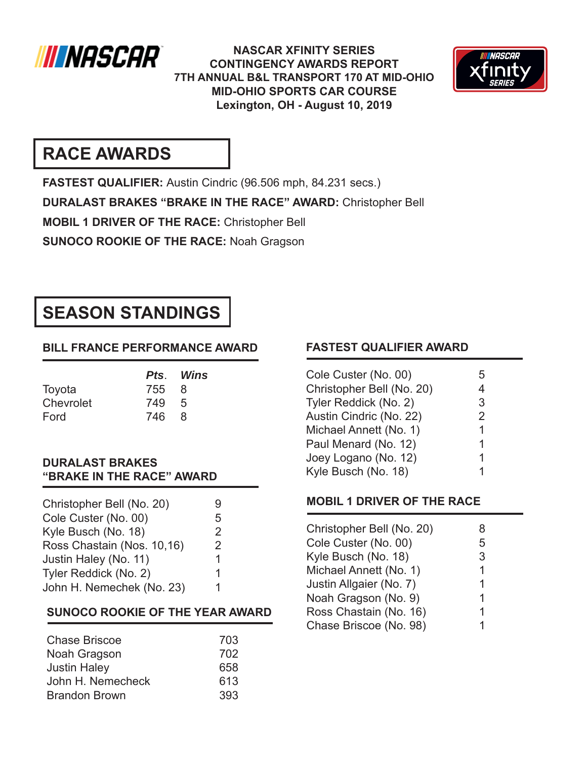NASCAR XFINITY SERIES
CONTINGENCY AWARDS REPORT
7TH ANNUAL B&L TRANSPORT 170 AT MID-OHIO
MID-OHIO SPORTS CAR COURSE
Lexington, OH - August 10, 2019

# RACE AWARDS

**FASTEST QUALIFIER:** Austin Cindric (96.506 mph, 84.231 secs.)

**DURALAST BRAKES "BRAKE IN THE RACE" AWARD:** Christopher Bell

**MOBIL 1 DRIVER OF THE RACE:** Christopher Bell

**SUNOCO ROOKIE OF THE RACE:** Noah Gragson

# SEASON STANDINGS

## BILL FRANCE PERFORMANCE AWARD

| | *Pts.* | *Wins* |
|---|---|---|
| Toyota | 755 | 8 |
| Chevrolet | 749 | 5 |
| Ford | 746 | 8 |

## DURALAST BRAKES "BRAKE IN THE RACE" AWARD

| | |
|---|---|
| Christopher Bell (No. 20) | 9 |
| Cole Custer (No. 00) | 5 |
| Kyle Busch (No. 18) | 2 |
| Ross Chastain (Nos. 10,16) | 2 |
| Justin Haley (No. 11) | 1 |
| Tyler Reddick (No. 2) | 1 |
| John H. Nemechek (No. 23) | 1 |

## SUNOCO ROOKIE OF THE YEAR AWARD

| | |
|---|---|
| Chase Briscoe | 703 |
| Noah Gragson | 702 |
| Justin Haley | 658 |
| John H. Nemecheck | 613 |
| Brandon Brown | 393 |

## FASTEST QUALIFIER AWARD

| | |
|---|---|
| Cole Custer (No. 00) | 5 |
| Christopher Bell (No. 20) | 4 |
| Tyler Reddick (No. 2) | 3 |
| Austin Cindric (No. 22) | 2 |
| Michael Annett (No. 1) | 1 |
| Paul Menard (No. 12) | 1 |
| Joey Logano (No. 12) | 1 |
| Kyle Busch (No. 18) | 1 |

## MOBIL 1 DRIVER OF THE RACE

| | |
|---|---|
| Christopher Bell (No. 20) | 8 |
| Cole Custer (No. 00) | 5 |
| Kyle Busch (No. 18) | 3 |
| Michael Annett (No. 1) | 1 |
| Justin Allgaier (No. 7) | 1 |
| Noah Gragson (No. 9) | 1 |
| Ross Chastain (No. 16) | 1 |
| Chase Briscoe (No. 98) | 1 |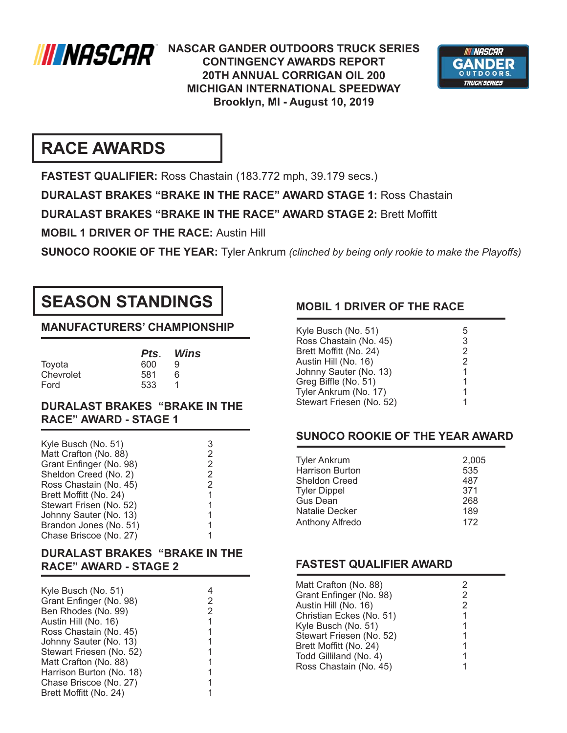# NASCAR GANDER OUTDOORS TRUCK SERIES
## CONTINGENCY AWARDS REPORT
## 20TH ANNUAL CORRIGAN OIL 200
## MICHIGAN INTERNATIONAL SPEEDWAY
## Brooklyn, MI - August 10, 2019

## RACE AWARDS

**FASTEST QUALIFIER:** Ross Chastain (183.772 mph, 39.179 secs.)

**DURALAST BRAKES "BRAKE IN THE RACE" AWARD STAGE 1:** Ross Chastain

**DURALAST BRAKES "BRAKE IN THE RACE" AWARD STAGE 2:** Brett Moffitt

**MOBIL 1 DRIVER OF THE RACE:** Austin Hill

**SUNOCO ROOKIE OF THE YEAR:** Tyler Ankrum *(clinched by being only rookie to make the Playoffs)*

## SEASON STANDINGS

### MANUFACTURERS' CHAMPIONSHIP

| | *Pts.* | *Wins* |
|---|---|---|
| Toyota | 600 | 9 |
| Chevrolet | 581 | 6 |
| Ford | 533 | 1 |

### DURALAST BRAKES "BRAKE IN THE RACE" AWARD - STAGE 1

| | |
|---|---|
| Kyle Busch (No. 51) | 3 |
| Matt Crafton (No. 88) | 2 |
| Grant Enfinger (No. 98) | 2 |
| Sheldon Creed (No. 2) | 2 |
| Ross Chastain (No. 45) | 2 |
| Brett Moffitt (No. 24) | 1 |
| Stewart Frisen (No. 52) | 1 |
| Johnny Sauter (No. 13) | 1 |
| Brandon Jones (No. 51) | 1 |
| Chase Briscoe (No. 27) | 1 |

### DURALAST BRAKES "BRAKE IN THE RACE" AWARD - STAGE 2

| | |
|---|---|
| Kyle Busch (No. 51) | 4 |
| Grant Enfinger (No. 98) | 2 |
| Ben Rhodes (No. 99) | 2 |
| Austin Hill (No. 16) | 1 |
| Ross Chastain (No. 45) | 1 |
| Johnny Sauter (No. 13) | 1 |
| Stewart Friesen (No. 52) | 1 |
| Matt Crafton (No. 88) | 1 |
| Harrison Burton (No. 18) | 1 |
| Chase Briscoe (No. 27) | 1 |
| Brett Moffitt (No. 24) | 1 |

### MOBIL 1 DRIVER OF THE RACE

| | |
|---|---|
| Kyle Busch (No. 51) | 5 |
| Ross Chastain (No. 45) | 3 |
| Brett Moffitt (No. 24) | 2 |
| Austin Hill (No. 16) | 2 |
| Johnny Sauter (No. 13) | 1 |
| Greg Biffle (No. 51) | 1 |
| Tyler Ankrum (No. 17) | 1 |
| Stewart Friesen (No. 52) | 1 |

### SUNOCO ROOKIE OF THE YEAR AWARD

| | |
|---|---|
| Tyler Ankrum | 2,005 |
| Harrison Burton | 535 |
| Sheldon Creed | 487 |
| Tyler Dippel | 371 |
| Gus Dean | 268 |
| Natalie Decker | 189 |
| Anthony Alfredo | 172 |

### FASTEST QUALIFIER AWARD

| | |
|---|---|
| Matt Crafton (No. 88) | 2 |
| Grant Enfinger (No. 98) | 2 |
| Austin Hill (No. 16) | 2 |
| Christian Eckes (No. 51) | 1 |
| Kyle Busch (No. 51) | 1 |
| Stewart Friesen (No. 52) | 1 |
| Brett Moffitt (No. 24) | 1 |
| Todd Gilliland (No. 4) | 1 |
| Ross Chastain (No. 45) | 1 |